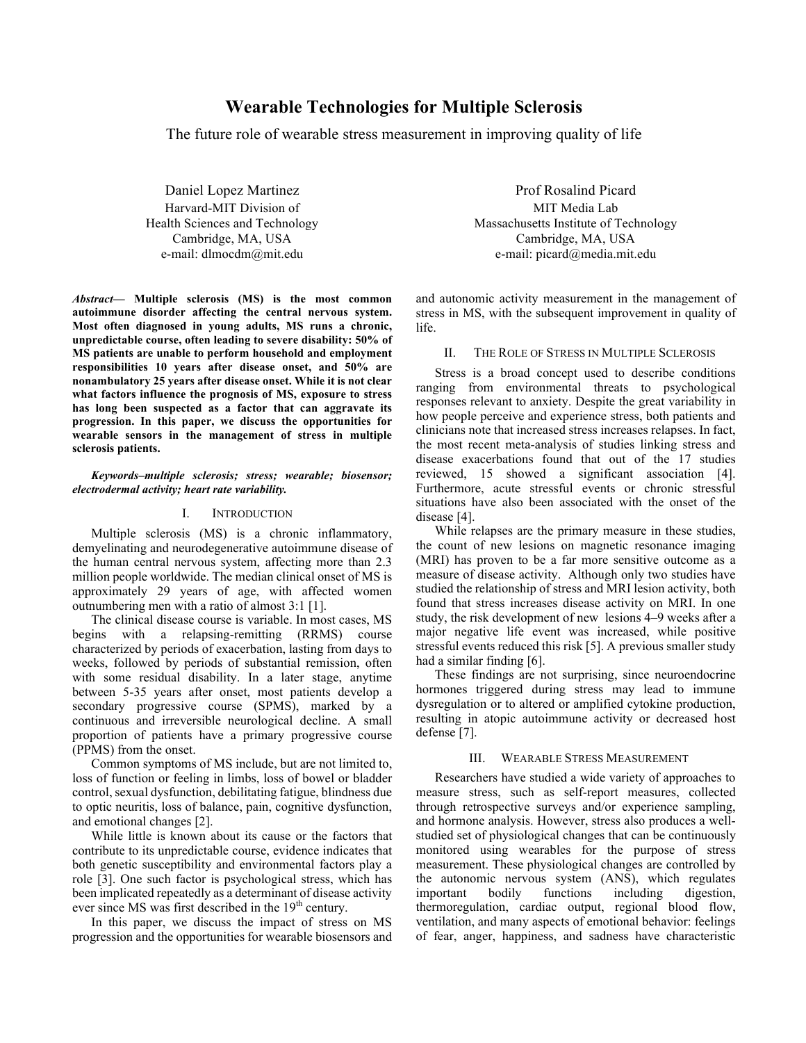# Wearable Technologies for Multiple Sclerosis

The future role of wearable stress measurement in improving quality of life

Daniel Lopez Martinez
Harvard-MIT Division of Health Sciences and Technology
Cambridge, MA, USA
e-mail: dlmocdm@mit.edu

Prof Rosalind Picard
MIT Media Lab
Massachusetts Institute of Technology
Cambridge, MA, USA
e-mail: picard@media.mit.edu

***Abstract*— Multiple sclerosis (MS) is the most common autoimmune disorder affecting the central nervous system. Most often diagnosed in young adults, MS runs a chronic, unpredictable course, often leading to severe disability: 50% of MS patients are unable to perform household and employment responsibilities 10 years after disease onset, and 50% are nonambulatory 25 years after disease onset. While it is not clear what factors influence the prognosis of MS, exposure to stress has long been suspected as a factor that can aggravate its progression. In this paper, we discuss the opportunities for wearable sensors in the management of stress in multiple sclerosis patients.**

***Keywords–multiple sclerosis; stress; wearable; biosensor; electrodermal activity; heart rate variability.***

## I. Introduction

Multiple sclerosis (MS) is a chronic inflammatory, demyelinating and neurodegenerative autoimmune disease of the human central nervous system, affecting more than 2.3 million people worldwide. The median clinical onset of MS is approximately 29 years of age, with affected women outnumbering men with a ratio of almost 3:1 [1].

The clinical disease course is variable. In most cases, MS begins with a relapsing-remitting (RRMS) course characterized by periods of exacerbation, lasting from days to weeks, followed by periods of substantial remission, often with some residual disability. In a later stage, anytime between 5-35 years after onset, most patients develop a secondary progressive course (SPMS), marked by a continuous and irreversible neurological decline. A small proportion of patients have a primary progressive course (PPMS) from the onset.

Common symptoms of MS include, but are not limited to, loss of function or feeling in limbs, loss of bowel or bladder control, sexual dysfunction, debilitating fatigue, blindness due to optic neuritis, loss of balance, pain, cognitive dysfunction, and emotional changes [2].

While little is known about its cause or the factors that contribute to its unpredictable course, evidence indicates that both genetic susceptibility and environmental factors play a role [3]. One such factor is psychological stress, which has been implicated repeatedly as a determinant of disease activity ever since MS was first described in the 19th century.

In this paper, we discuss the impact of stress on MS progression and the opportunities for wearable biosensors and and autonomic activity measurement in the management of stress in MS, with the subsequent improvement in quality of life.

## II. The Role of Stress in Multiple Sclerosis

Stress is a broad concept used to describe conditions ranging from environmental threats to psychological responses relevant to anxiety. Despite the great variability in how people perceive and experience stress, both patients and clinicians note that increased stress increases relapses. In fact, the most recent meta-analysis of studies linking stress and disease exacerbations found that out of the 17 studies reviewed, 15 showed a significant association [4]. Furthermore, acute stressful events or chronic stressful situations have also been associated with the onset of the disease [4].

While relapses are the primary measure in these studies, the count of new lesions on magnetic resonance imaging (MRI) has proven to be a far more sensitive outcome as a measure of disease activity. Although only two studies have studied the relationship of stress and MRI lesion activity, both found that stress increases disease activity on MRI. In one study, the risk development of new lesions 4–9 weeks after a major negative life event was increased, while positive stressful events reduced this risk [5]. A previous smaller study had a similar finding [6].

These findings are not surprising, since neuroendocrine hormones triggered during stress may lead to immune dysregulation or to altered or amplified cytokine production, resulting in atopic autoimmune activity or decreased host defense [7].

## III. Wearable Stress Measurement

Researchers have studied a wide variety of approaches to measure stress, such as self-report measures, collected through retrospective surveys and/or experience sampling, and hormone analysis. However, stress also produces a well-studied set of physiological changes that can be continuously monitored using wearables for the purpose of stress measurement. These physiological changes are controlled by the autonomic nervous system (ANS), which regulates important bodily functions including digestion, thermoregulation, cardiac output, regional blood flow, ventilation, and many aspects of emotional behavior: feelings of fear, anger, happiness, and sadness have characteristic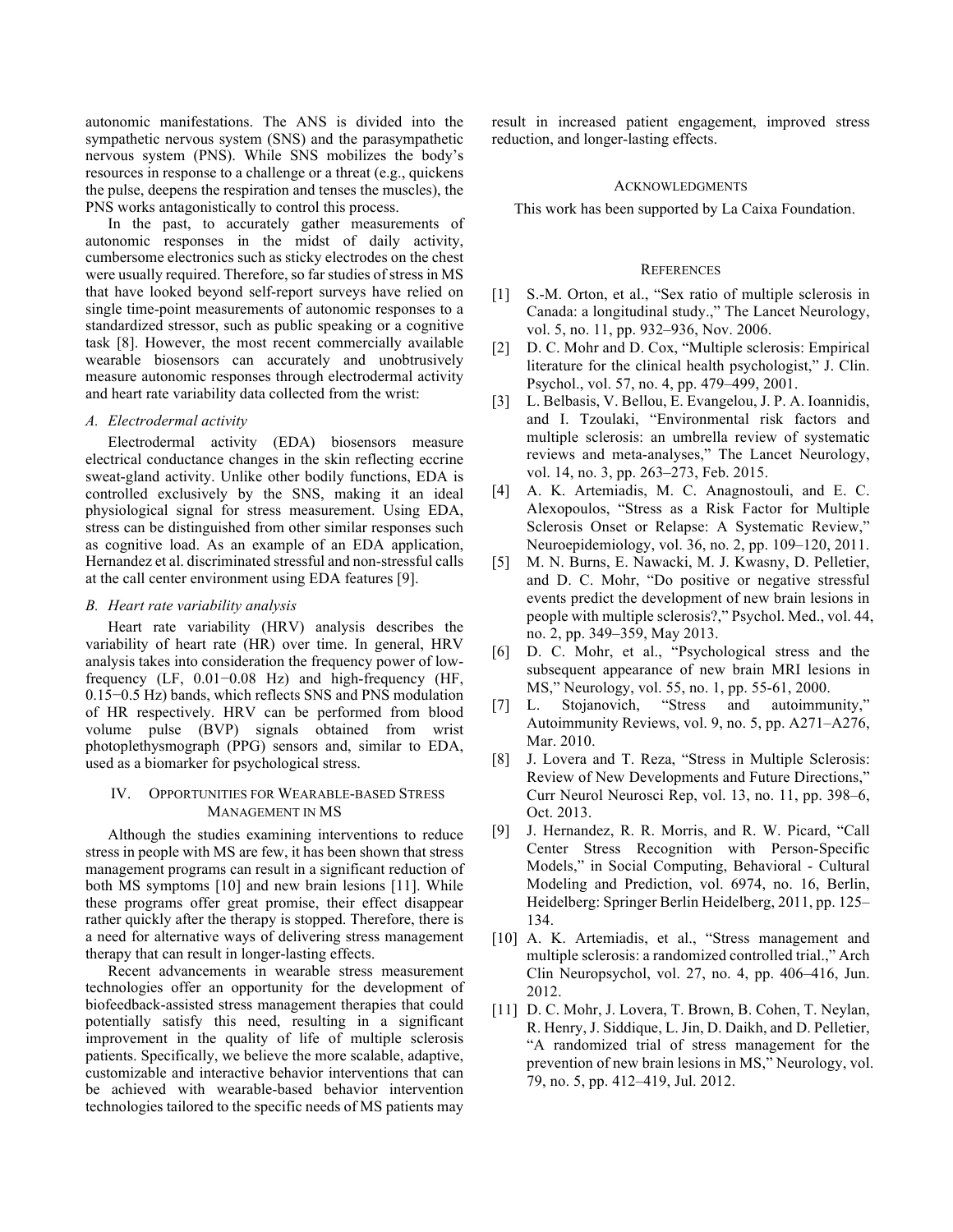autonomic manifestations. The ANS is divided into the sympathetic nervous system (SNS) and the parasympathetic nervous system (PNS). While SNS mobilizes the body's resources in response to a challenge or a threat (e.g., quickens the pulse, deepens the respiration and tenses the muscles), the PNS works antagonistically to control this process.

In the past, to accurately gather measurements of autonomic responses in the midst of daily activity, cumbersome electronics such as sticky electrodes on the chest were usually required. Therefore, so far studies of stress in MS that have looked beyond self-report surveys have relied on single time-point measurements of autonomic responses to a standardized stressor, such as public speaking or a cognitive task [8]. However, the most recent commercially available wearable biosensors can accurately and unobtrusively measure autonomic responses through electrodermal activity and heart rate variability data collected from the wrist:

### *A. Electrodermal activity*

Electrodermal activity (EDA) biosensors measure electrical conductance changes in the skin reflecting eccrine sweat-gland activity. Unlike other bodily functions, EDA is controlled exclusively by the SNS, making it an ideal physiological signal for stress measurement. Using EDA, stress can be distinguished from other similar responses such as cognitive load. As an example of an EDA application, Hernandez et al. discriminated stressful and non-stressful calls at the call center environment using EDA features [9].

### *B. Heart rate variability analysis*

Heart rate variability (HRV) analysis describes the variability of heart rate (HR) over time. In general, HRV analysis takes into consideration the frequency power of low-frequency (LF, 0.01−0.08 Hz) and high-frequency (HF, 0.15−0.5 Hz) bands, which reflects SNS and PNS modulation of HR respectively. HRV can be performed from blood volume pulse (BVP) signals obtained from wrist photoplethysmograph (PPG) sensors and, similar to EDA, used as a biomarker for psychological stress.

## IV. Opportunities for Wearable-based Stress Management in MS

Although the studies examining interventions to reduce stress in people with MS are few, it has been shown that stress management programs can result in a significant reduction of both MS symptoms [10] and new brain lesions [11]. While these programs offer great promise, their effect disappear rather quickly after the therapy is stopped. Therefore, there is a need for alternative ways of delivering stress management therapy that can result in longer-lasting effects.

Recent advancements in wearable stress measurement technologies offer an opportunity for the development of biofeedback-assisted stress management therapies that could potentially satisfy this need, resulting in a significant improvement in the quality of life of multiple sclerosis patients. Specifically, we believe the more scalable, adaptive, customizable and interactive behavior interventions that can be achieved with wearable-based behavior intervention technologies tailored to the specific needs of MS patients may result in increased patient engagement, improved stress reduction, and longer-lasting effects.

## Acknowledgments

This work has been supported by La Caixa Foundation.

## References

[1] S.-M. Orton, et al., "Sex ratio of multiple sclerosis in Canada: a longitudinal study.," The Lancet Neurology, vol. 5, no. 11, pp. 932–936, Nov. 2006.

[2] D. C. Mohr and D. Cox, "Multiple sclerosis: Empirical literature for the clinical health psychologist," J. Clin. Psychol., vol. 57, no. 4, pp. 479–499, 2001.

[3] L. Belbasis, V. Bellou, E. Evangelou, J. P. A. Ioannidis, and I. Tzoulaki, "Environmental risk factors and multiple sclerosis: an umbrella review of systematic reviews and meta-analyses," The Lancet Neurology, vol. 14, no. 3, pp. 263–273, Feb. 2015.

[4] A. K. Artemiadis, M. C. Anagnostouli, and E. C. Alexopoulos, "Stress as a Risk Factor for Multiple Sclerosis Onset or Relapse: A Systematic Review," Neuroepidemiology, vol. 36, no. 2, pp. 109–120, 2011.

[5] M. N. Burns, E. Nawacki, M. J. Kwasny, D. Pelletier, and D. C. Mohr, "Do positive or negative stressful events predict the development of new brain lesions in people with multiple sclerosis?," Psychol. Med., vol. 44, no. 2, pp. 349–359, May 2013.

[6] D. C. Mohr, et al., "Psychological stress and the subsequent appearance of new brain MRI lesions in MS," Neurology, vol. 55, no. 1, pp. 55-61, 2000.

[7] L. Stojanovich, "Stress and autoimmunity," Autoimmunity Reviews, vol. 9, no. 5, pp. A271–A276, Mar. 2010.

[8] J. Lovera and T. Reza, "Stress in Multiple Sclerosis: Review of New Developments and Future Directions," Curr Neurol Neurosci Rep, vol. 13, no. 11, pp. 398–6, Oct. 2013.

[9] J. Hernandez, R. R. Morris, and R. W. Picard, "Call Center Stress Recognition with Person-Specific Models," in Social Computing, Behavioral - Cultural Modeling and Prediction, vol. 6974, no. 16, Berlin, Heidelberg: Springer Berlin Heidelberg, 2011, pp. 125–134.

[10] A. K. Artemiadis, et al., "Stress management and multiple sclerosis: a randomized controlled trial.," Arch Clin Neuropsychol, vol. 27, no. 4, pp. 406–416, Jun. 2012.

[11] D. C. Mohr, J. Lovera, T. Brown, B. Cohen, T. Neylan, R. Henry, J. Siddique, L. Jin, D. Daikh, and D. Pelletier, "A randomized trial of stress management for the prevention of new brain lesions in MS," Neurology, vol. 79, no. 5, pp. 412–419, Jul. 2012.